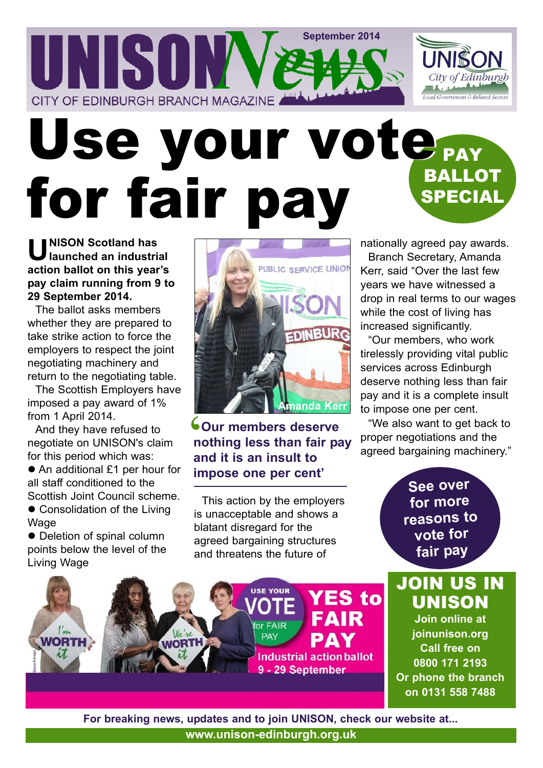# UNISON News

September 2014

CITY OF EDINBURGH BRANCH MAGAZINE

UNISON City of Edinburgh — Local Government & Related Sectors

# Use your vote for fair pay

**PAY BALLOT SPECIAL**

**UNISON Scotland has launched an industrial action ballot on this year's pay claim running from 9 to 29 September 2014.**

The ballot asks members whether they are prepared to take strike action to force the employers to respect the joint negotiating machinery and return to the negotiating table.

The Scottish Employers have imposed a pay award of 1% from 1 April 2014.

And they have refused to negotiate on UNISON's claim for this period which was:

- An additional £1 per hour for all staff conditioned to the Scottish Joint Council scheme.
- Consolidation of the Living Wage
- Deletion of spinal column points below the level of the Living Wage

Amanda Kerr

**'Our members deserve nothing less than fair pay and it is an insult to impose one per cent'**

This action by the employers is unacceptable and shows a blatant disregard for the agreed bargaining structures and threatens the future of nationally agreed pay awards.

Branch Secretary, Amanda Kerr, said "Over the last few years we have witnessed a drop in real terms to our wages while the cost of living has increased significantly.

"Our members, who work tirelessly providing vital public services across Edinburgh deserve nothing less than fair pay and it is a complete insult to impose one per cent.

"We also want to get back to proper negotiations and the agreed bargaining machinery."

**See over for more reasons to vote for fair pay**

USE YOUR VOTE for FAIR PAY — **YES to FAIR PAY** — Industrial action ballot 9 - 29 September

## JOIN US IN UNISON

**Join online at joinunison.org**
**Call free on 0800 171 2193**
**Or phone the branch on 0131 558 7488**

**For breaking news, updates and to join UNISON, check our website at... www.unison-edinburgh.org.uk**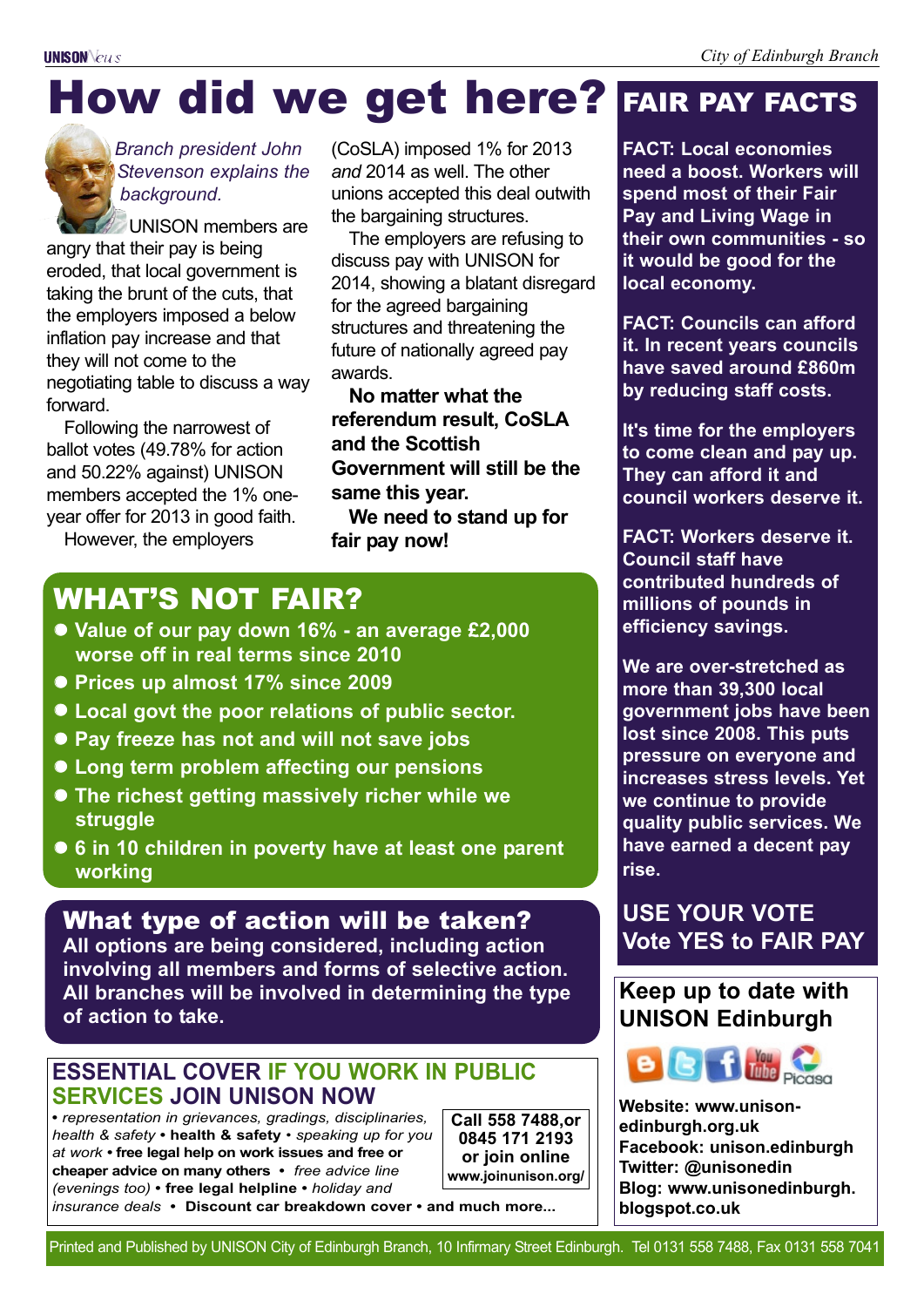# How did we get here?

*Branch president John Stevenson explains the background.*

UNISON members are angry that their pay is being eroded, that local government is taking the brunt of the cuts, that the employers imposed a below inflation pay increase and that they will not come to the negotiating table to discuss a way forward.

Following the narrowest of ballot votes (49.78% for action and 50.22% against) UNISON members accepted the 1% one-year offer for 2013 in good faith.

However, the employers (CoSLA) imposed 1% for 2013 *and* 2014 as well. The other unions accepted this deal outwith the bargaining structures.

The employers are refusing to discuss pay with UNISON for 2014, showing a blatant disregard for the agreed bargaining structures and threatening the future of nationally agreed pay awards.

**No matter what the referendum result, CoSLA and the Scottish Government will still be the same this year.**

**We need to stand up for fair pay now!**

## WHAT'S NOT FAIR?

- Value of our pay down 16% - an average £2,000 worse off in real terms since 2010
- Prices up almost 17% since 2009
- Local govt the poor relations of public sector.
- Pay freeze has not and will not save jobs
- Long term problem affecting our pensions
- The richest getting massively richer while we struggle
- 6 in 10 children in poverty have at least one parent working

## What type of action will be taken?

**All options are being considered, including action involving all members and forms of selective action. All branches will be involved in determining the type of action to take.**

## ESSENTIAL COVER IF YOU WORK IN PUBLIC SERVICES JOIN UNISON NOW

• *representation in grievances, gradings, disciplinaries, health & safety* • **health & safety** • *speaking up for you at work* • **free legal help on work issues and free or cheaper advice on many others** • *free advice line (evenings too)* • **free legal helpline** • *holiday and insurance deals* • **Discount car breakdown cover • and much more...**

**Call 558 7488,or 0845 171 2193 or join online www.joinunison.org/**

## FAIR PAY FACTS

**FACT: Local economies need a boost. Workers will spend most of their Fair Pay and Living Wage in their own communities - so it would be good for the local economy.**

**FACT: Councils can afford it. In recent years councils have saved around £860m by reducing staff costs.**

**It's time for the employers to come clean and pay up. They can afford it and council workers deserve it.**

**FACT: Workers deserve it. Council staff have contributed hundreds of millions of pounds in efficiency savings.**

**We are over-stretched as more than 39,300 local government jobs have been lost since 2008. This puts pressure on everyone and increases stress levels. Yet we continue to provide quality public services. We have earned a decent pay rise.**

## USE YOUR VOTE Vote YES to FAIR PAY

## Keep up to date with UNISON Edinburgh

**Website: www.unison-edinburgh.org.uk**
**Facebook: unison.edinburgh**
**Twitter: @unisonedin**
**Blog: www.unisonedinburgh.blogspot.co.uk**

Printed and Published by UNISON City of Edinburgh Branch, 10 Infirmary Street Edinburgh. Tel 0131 558 7488, Fax 0131 558 7041